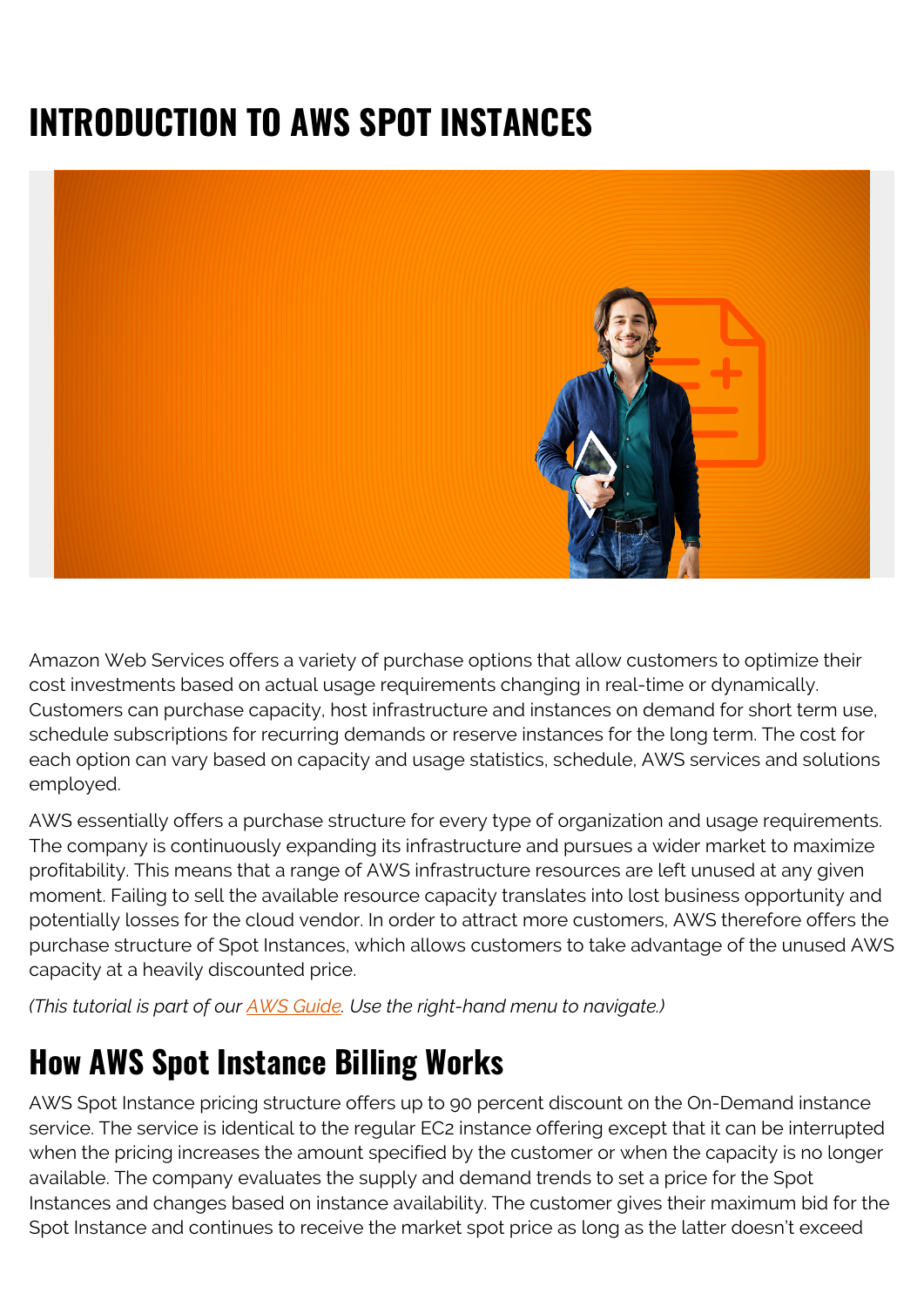# INTRODUCTION TO AWS SPOT INSTANCES

Amazon Web Services offers a variety of purchase options that allow customers to optimize their cost investments based on actual usage requirements changing in real-time or dynamically. Customers can purchase capacity, host infrastructure and instances on demand for short term use, schedule subscriptions for recurring demands or reserve instances for the long term. The cost for each option can vary based on capacity and usage statistics, schedule, AWS services and solutions employed.

AWS essentially offers a purchase structure for every type of organization and usage requirements. The company is continuously expanding its infrastructure and pursues a wider market to maximize profitability. This means that a range of AWS infrastructure resources are left unused at any given moment. Failing to sell the available resource capacity translates into lost business opportunity and potentially losses for the cloud vendor. In order to attract more customers, AWS therefore offers the purchase structure of Spot Instances, which allows customers to take advantage of the unused AWS capacity at a heavily discounted price.

*(This tutorial is part of our AWS Guide. Use the right-hand menu to navigate.)*

## How AWS Spot Instance Billing Works

AWS Spot Instance pricing structure offers up to 90 percent discount on the On-Demand instance service. The service is identical to the regular EC2 instance offering except that it can be interrupted when the pricing increases the amount specified by the customer or when the capacity is no longer available. The company evaluates the supply and demand trends to set a price for the Spot Instances and changes based on instance availability. The customer gives their maximum bid for the Spot Instance and continues to receive the market spot price as long as the latter doesn't exceed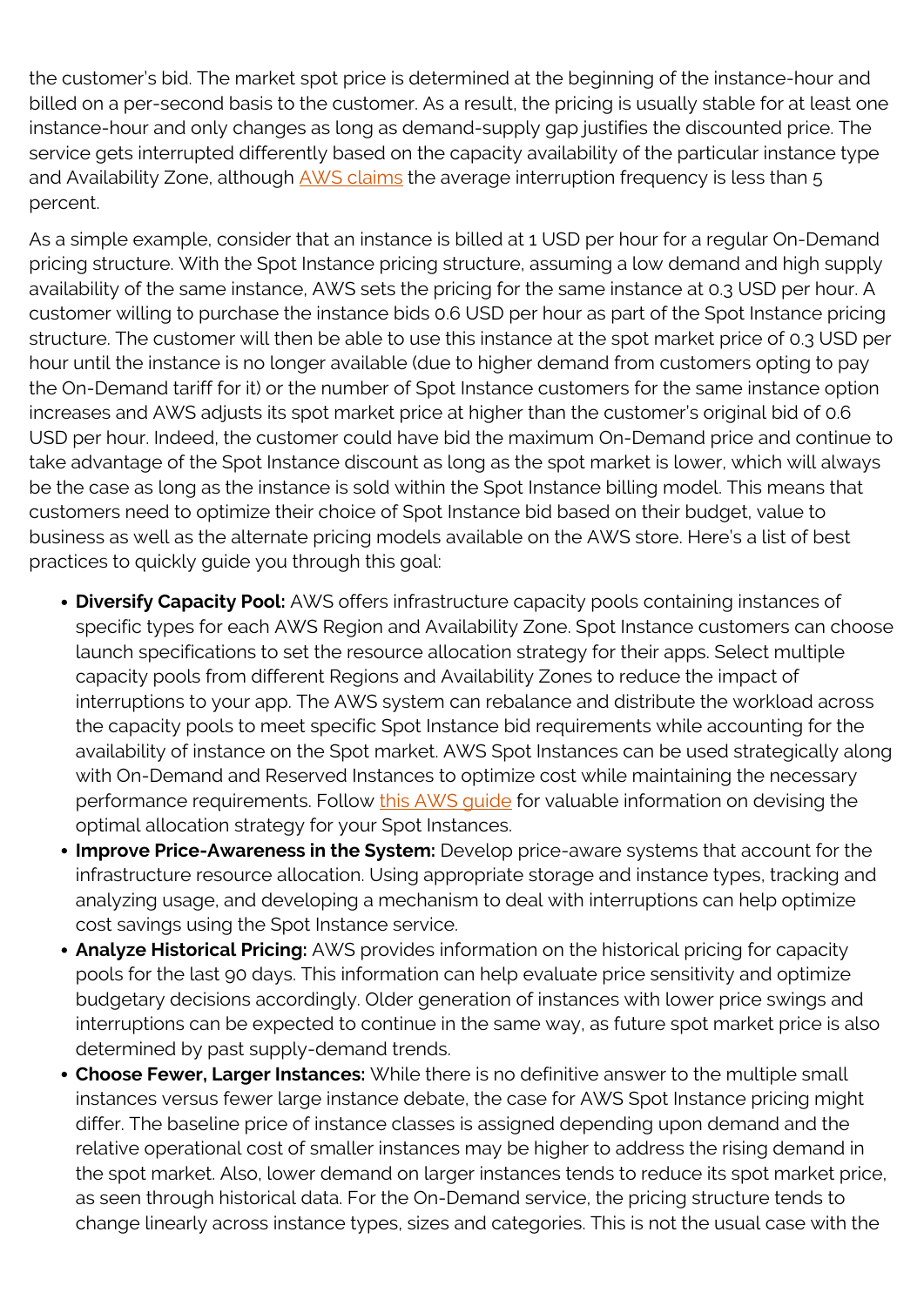the customer's bid. The market spot price is determined at the beginning of the instance-hour and billed on a per-second basis to the customer. As a result, the pricing is usually stable for at least one instance-hour and only changes as long as demand-supply gap justifies the discounted price. The service gets interrupted differently based on the capacity availability of the particular instance type and Availability Zone, although AWS claims the average interruption frequency is less than 5 percent.

As a simple example, consider that an instance is billed at 1 USD per hour for a regular On-Demand pricing structure. With the Spot Instance pricing structure, assuming a low demand and high supply availability of the same instance, AWS sets the pricing for the same instance at 0.3 USD per hour. A customer willing to purchase the instance bids 0.6 USD per hour as part of the Spot Instance pricing structure. The customer will then be able to use this instance at the spot market price of 0.3 USD per hour until the instance is no longer available (due to higher demand from customers opting to pay the On-Demand tariff for it) or the number of Spot Instance customers for the same instance option increases and AWS adjusts its spot market price at higher than the customer's original bid of 0.6 USD per hour. Indeed, the customer could have bid the maximum On-Demand price and continue to take advantage of the Spot Instance discount as long as the spot market is lower, which will always be the case as long as the instance is sold within the Spot Instance billing model. This means that customers need to optimize their choice of Spot Instance bid based on their budget, value to business as well as the alternate pricing models available on the AWS store. Here's a list of best practices to quickly guide you through this goal:

- **Diversify Capacity Pool:** AWS offers infrastructure capacity pools containing instances of specific types for each AWS Region and Availability Zone. Spot Instance customers can choose launch specifications to set the resource allocation strategy for their apps. Select multiple capacity pools from different Regions and Availability Zones to reduce the impact of interruptions to your app. The AWS system can rebalance and distribute the workload across the capacity pools to meet specific Spot Instance bid requirements while accounting for the availability of instance on the Spot market. AWS Spot Instances can be used strategically along with On-Demand and Reserved Instances to optimize cost while maintaining the necessary performance requirements. Follow this AWS guide for valuable information on devising the optimal allocation strategy for your Spot Instances.
- **Improve Price-Awareness in the System:** Develop price-aware systems that account for the infrastructure resource allocation. Using appropriate storage and instance types, tracking and analyzing usage, and developing a mechanism to deal with interruptions can help optimize cost savings using the Spot Instance service.
- **Analyze Historical Pricing:** AWS provides information on the historical pricing for capacity pools for the last 90 days. This information can help evaluate price sensitivity and optimize budgetary decisions accordingly. Older generation of instances with lower price swings and interruptions can be expected to continue in the same way, as future spot market price is also determined by past supply-demand trends.
- **Choose Fewer, Larger Instances:** While there is no definitive answer to the multiple small instances versus fewer large instance debate, the case for AWS Spot Instance pricing might differ. The baseline price of instance classes is assigned depending upon demand and the relative operational cost of smaller instances may be higher to address the rising demand in the spot market. Also, lower demand on larger instances tends to reduce its spot market price, as seen through historical data. For the On-Demand service, the pricing structure tends to change linearly across instance types, sizes and categories. This is not the usual case with the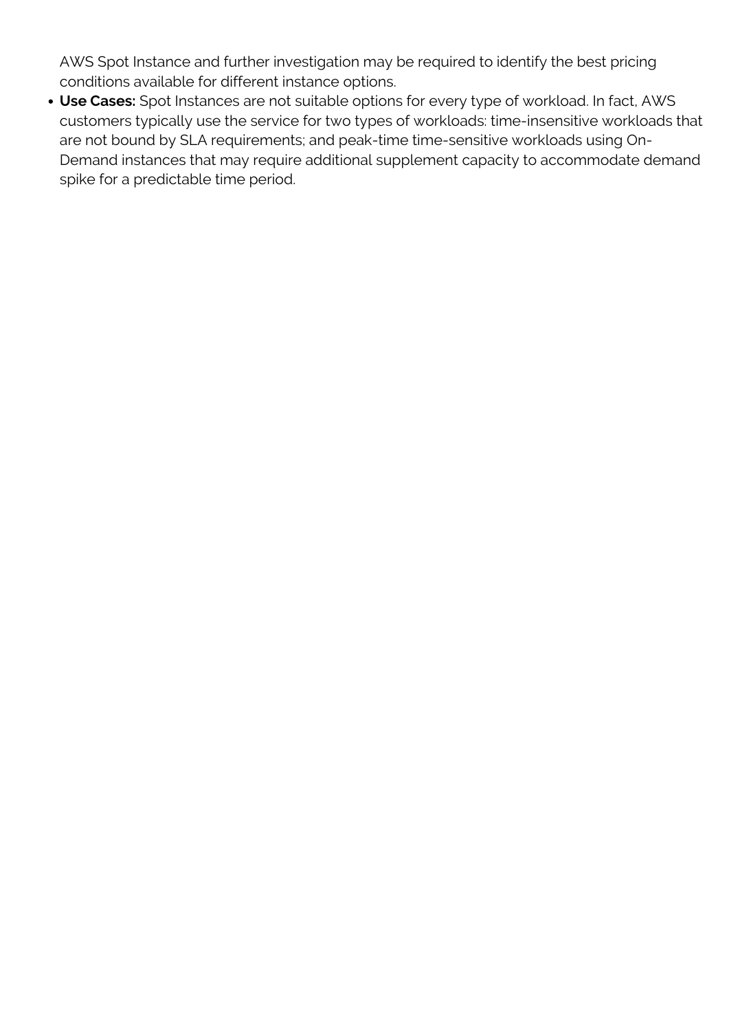AWS Spot Instance and further investigation may be required to identify the best pricing conditions available for different instance options.

- **Use Cases:** Spot Instances are not suitable options for every type of workload. In fact, AWS customers typically use the service for two types of workloads: time-insensitive workloads that are not bound by SLA requirements; and peak-time time-sensitive workloads using On-Demand instances that may require additional supplement capacity to accommodate demand spike for a predictable time period.